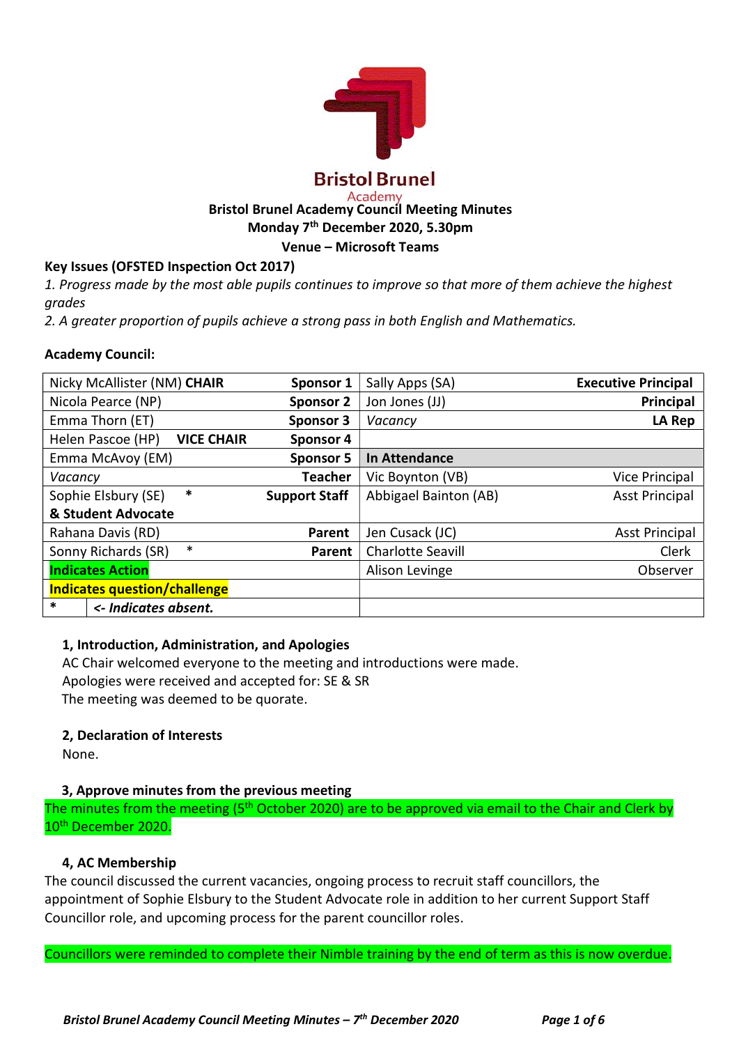Bristol Brunel
Academy

**Bristol Brunel Academy Council Meeting Minutes**
**Monday 7th December 2020, 5.30pm**
**Venue – Microsoft Teams**

**Key Issues (OFSTED Inspection Oct 2017)**

*1. Progress made by the most able pupils continues to improve so that more of them achieve the highest grades*

*2. A greater proportion of pupils achieve a strong pass in both English and Mathematics.*

**Academy Council:**

| | | | |
|---|---|---|---|
| Nicky McAllister (NM) **CHAIR** | **Sponsor 1** | Sally Apps (SA) | **Executive Principal** |
| Nicola Pearce (NP) | **Sponsor 2** | Jon Jones (JJ) | **Principal** |
| Emma Thorn (ET) | **Sponsor 3** | *Vacancy* | **LA Rep** |
| Helen Pascoe (HP) **VICE CHAIR** | **Sponsor 4** | | |
| Emma McAvoy (EM) | **Sponsor 5** | **In Attendance** | |
| *Vacancy* | **Teacher** | Vic Boynton (VB) | Vice Principal |
| Sophie Elsbury (SE) * **& Student Advocate** | **Support Staff** | Abbigael Bainton (AB) | Asst Principal |
| Rahana Davis (RD) | **Parent** | Jen Cusack (JC) | Asst Principal |
| Sonny Richards (SR) * | **Parent** | Charlotte Seavill | Clerk |
| **Indicates Action** | | Alison Levinge | Observer |
| **Indicates question/challenge** | | | |
| * | ***<- Indicates absent.*** | | |

**1, Introduction, Administration, and Apologies**

AC Chair welcomed everyone to the meeting and introductions were made.
Apologies were received and accepted for: SE & SR
The meeting was deemed to be quorate.

**2, Declaration of Interests**

None.

**3, Approve minutes from the previous meeting**

The minutes from the meeting (5th October 2020) are to be approved via email to the Chair and Clerk by 10th December 2020.

**4, AC Membership**

The council discussed the current vacancies, ongoing process to recruit staff councillors, the appointment of Sophie Elsbury to the Student Advocate role in addition to her current Support Staff Councillor role, and upcoming process for the parent councillor roles.

Councillors were reminded to complete their Nimble training by the end of term as this is now overdue.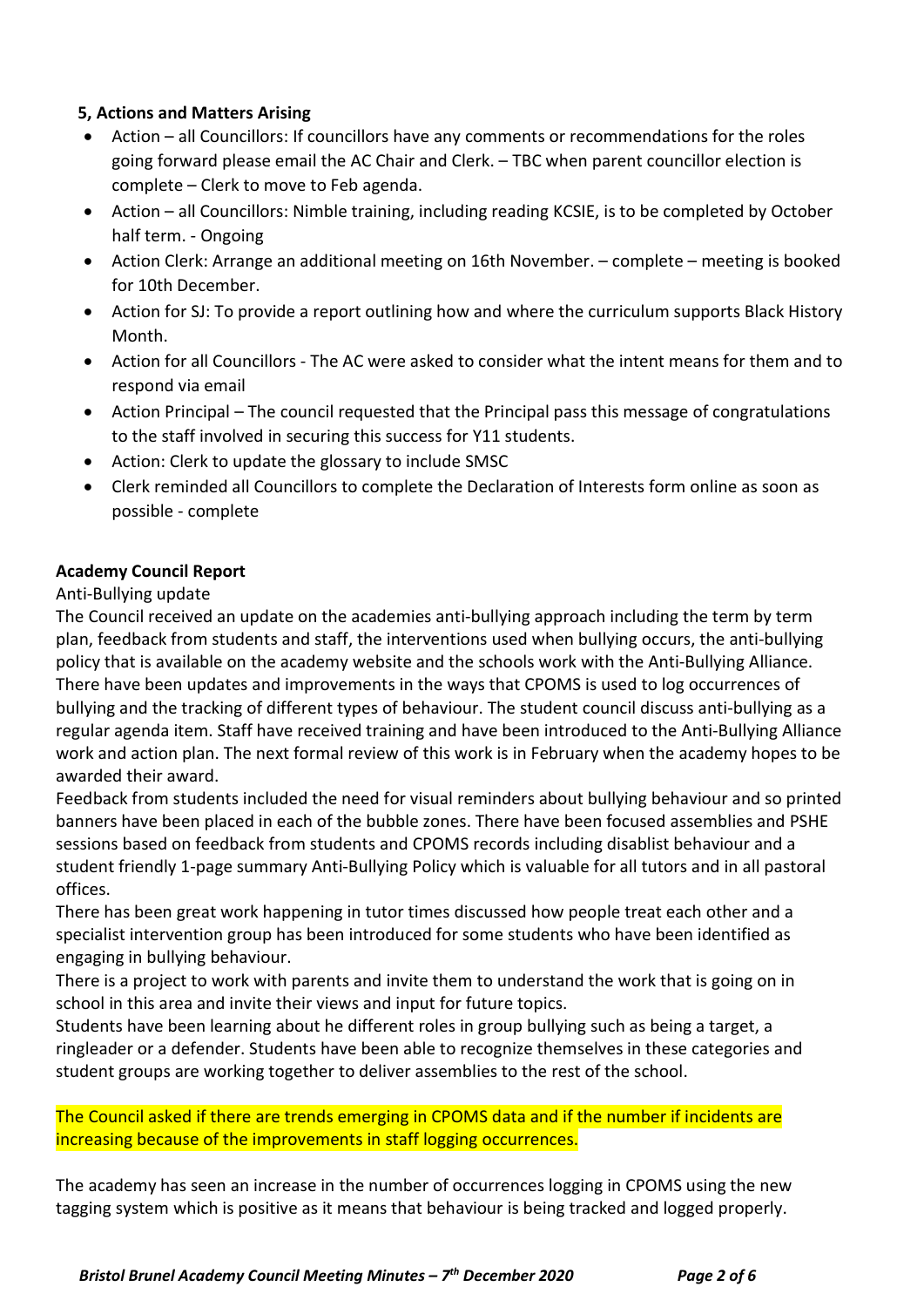**5, Actions and Matters Arising**

- Action – all Councillors: If councillors have any comments or recommendations for the roles going forward please email the AC Chair and Clerk. – TBC when parent councillor election is complete – Clerk to move to Feb agenda.
- Action – all Councillors: Nimble training, including reading KCSIE, is to be completed by October half term. - Ongoing
- Action Clerk: Arrange an additional meeting on 16th November. – complete – meeting is booked for 10th December.
- Action for SJ: To provide a report outlining how and where the curriculum supports Black History Month.
- Action for all Councillors - The AC were asked to consider what the intent means for them and to respond via email
- Action Principal – The council requested that the Principal pass this message of congratulations to the staff involved in securing this success for Y11 students.
- Action: Clerk to update the glossary to include SMSC
- Clerk reminded all Councillors to complete the Declaration of Interests form online as soon as possible - complete

**Academy Council Report**

Anti-Bullying update

The Council received an update on the academies anti-bullying approach including the term by term plan, feedback from students and staff, the interventions used when bullying occurs, the anti-bullying policy that is available on the academy website and the schools work with the Anti-Bullying Alliance. There have been updates and improvements in the ways that CPOMS is used to log occurrences of bullying and the tracking of different types of behaviour. The student council discuss anti-bullying as a regular agenda item. Staff have received training and have been introduced to the Anti-Bullying Alliance work and action plan. The next formal review of this work is in February when the academy hopes to be awarded their award.

Feedback from students included the need for visual reminders about bullying behaviour and so printed banners have been placed in each of the bubble zones. There have been focused assemblies and PSHE sessions based on feedback from students and CPOMS records including disablist behaviour and a student friendly 1-page summary Anti-Bullying Policy which is valuable for all tutors and in all pastoral offices.

There has been great work happening in tutor times discussed how people treat each other and a specialist intervention group has been introduced for some students who have been identified as engaging in bullying behaviour.

There is a project to work with parents and invite them to understand the work that is going on in school in this area and invite their views and input for future topics.

Students have been learning about he different roles in group bullying such as being a target, a ringleader or a defender. Students have been able to recognize themselves in these categories and student groups are working together to deliver assemblies to the rest of the school.

The Council asked if there are trends emerging in CPOMS data and if the number if incidents are increasing because of the improvements in staff logging occurrences.

The academy has seen an increase in the number of occurrences logging in CPOMS using the new tagging system which is positive as it means that behaviour is being tracked and logged properly.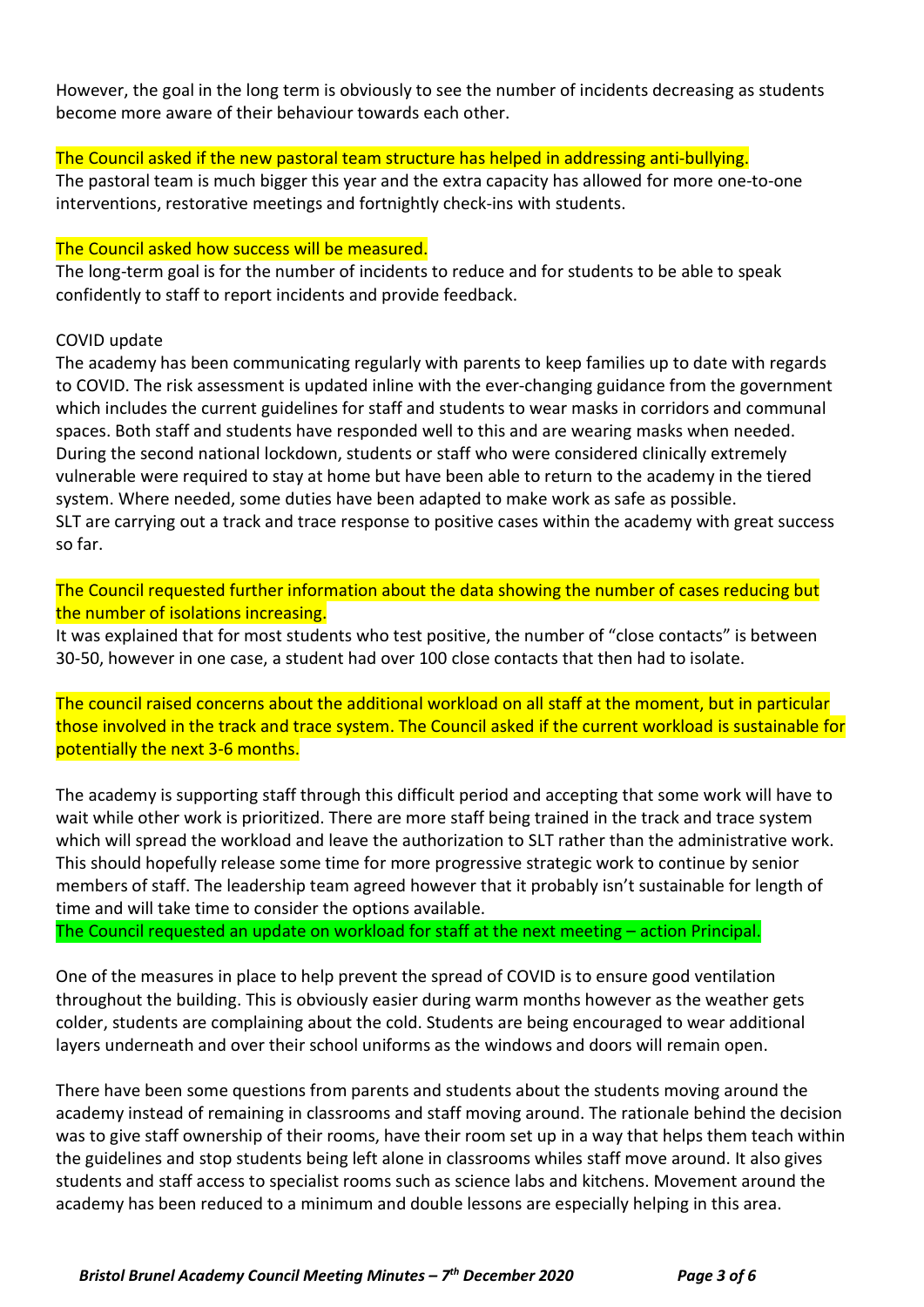However, the goal in the long term is obviously to see the number of incidents decreasing as students become more aware of their behaviour towards each other.

The Council asked if the new pastoral team structure has helped in addressing anti-bullying.
The pastoral team is much bigger this year and the extra capacity has allowed for more one-to-one interventions, restorative meetings and fortnightly check-ins with students.

The Council asked how success will be measured.
The long-term goal is for the number of incidents to reduce and for students to be able to speak confidently to staff to report incidents and provide feedback.

COVID update
The academy has been communicating regularly with parents to keep families up to date with regards to COVID. The risk assessment is updated inline with the ever-changing guidance from the government which includes the current guidelines for staff and students to wear masks in corridors and communal spaces. Both staff and students have responded well to this and are wearing masks when needed. During the second national lockdown, students or staff who were considered clinically extremely vulnerable were required to stay at home but have been able to return to the academy in the tiered system. Where needed, some duties have been adapted to make work as safe as possible.
SLT are carrying out a track and trace response to positive cases within the academy with great success so far.

The Council requested further information about the data showing the number of cases reducing but the number of isolations increasing.
It was explained that for most students who test positive, the number of "close contacts" is between 30-50, however in one case, a student had over 100 close contacts that then had to isolate.

The council raised concerns about the additional workload on all staff at the moment, but in particular those involved in the track and trace system. The Council asked if the current workload is sustainable for potentially the next 3-6 months.

The academy is supporting staff through this difficult period and accepting that some work will have to wait while other work is prioritized. There are more staff being trained in the track and trace system which will spread the workload and leave the authorization to SLT rather than the administrative work. This should hopefully release some time for more progressive strategic work to continue by senior members of staff. The leadership team agreed however that it probably isn't sustainable for length of time and will take time to consider the options available.
The Council requested an update on workload for staff at the next meeting – action Principal.

One of the measures in place to help prevent the spread of COVID is to ensure good ventilation throughout the building. This is obviously easier during warm months however as the weather gets colder, students are complaining about the cold. Students are being encouraged to wear additional layers underneath and over their school uniforms as the windows and doors will remain open.

There have been some questions from parents and students about the students moving around the academy instead of remaining in classrooms and staff moving around. The rationale behind the decision was to give staff ownership of their rooms, have their room set up in a way that helps them teach within the guidelines and stop students being left alone in classrooms whiles staff move around. It also gives students and staff access to specialist rooms such as science labs and kitchens. Movement around the academy has been reduced to a minimum and double lessons are especially helping in this area.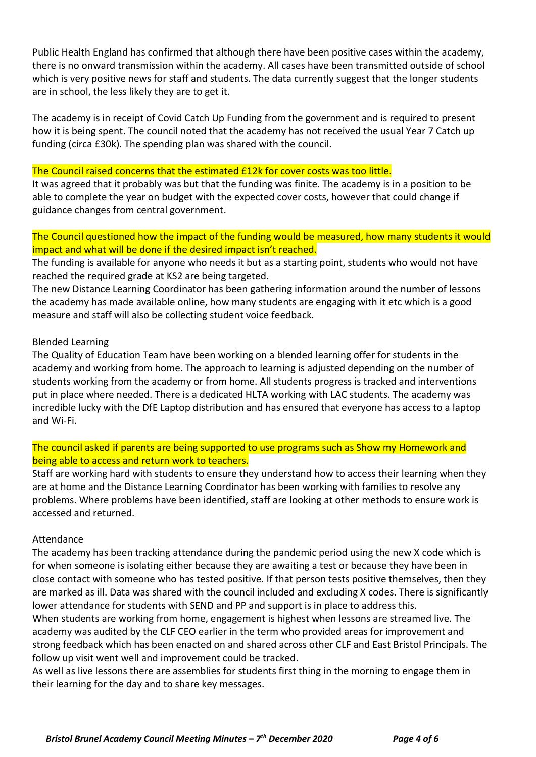Public Health England has confirmed that although there have been positive cases within the academy, there is no onward transmission within the academy. All cases have been transmitted outside of school which is very positive news for staff and students. The data currently suggest that the longer students are in school, the less likely they are to get it.

The academy is in receipt of Covid Catch Up Funding from the government and is required to present how it is being spent. The council noted that the academy has not received the usual Year 7 Catch up funding (circa £30k). The spending plan was shared with the council.

The Council raised concerns that the estimated £12k for cover costs was too little.
It was agreed that it probably was but that the funding was finite. The academy is in a position to be able to complete the year on budget with the expected cover costs, however that could change if guidance changes from central government.

The Council questioned how the impact of the funding would be measured, how many students it would impact and what will be done if the desired impact isn't reached.
The funding is available for anyone who needs it but as a starting point, students who would not have reached the required grade at KS2 are being targeted.
The new Distance Learning Coordinator has been gathering information around the number of lessons the academy has made available online, how many students are engaging with it etc which is a good measure and staff will also be collecting student voice feedback.

Blended Learning
The Quality of Education Team have been working on a blended learning offer for students in the academy and working from home. The approach to learning is adjusted depending on the number of students working from the academy or from home. All students progress is tracked and interventions put in place where needed. There is a dedicated HLTA working with LAC students. The academy was incredible lucky with the DfE Laptop distribution and has ensured that everyone has access to a laptop and Wi-Fi.

The council asked if parents are being supported to use programs such as Show my Homework and being able to access and return work to teachers.
Staff are working hard with students to ensure they understand how to access their learning when they are at home and the Distance Learning Coordinator has been working with families to resolve any problems. Where problems have been identified, staff are looking at other methods to ensure work is accessed and returned.

Attendance
The academy has been tracking attendance during the pandemic period using the new X code which is for when someone is isolating either because they are awaiting a test or because they have been in close contact with someone who has tested positive. If that person tests positive themselves, then they are marked as ill. Data was shared with the council included and excluding X codes. There is significantly lower attendance for students with SEND and PP and support is in place to address this.
When students are working from home, engagement is highest when lessons are streamed live. The academy was audited by the CLF CEO earlier in the term who provided areas for improvement and strong feedback which has been enacted on and shared across other CLF and East Bristol Principals. The follow up visit went well and improvement could be tracked.
As well as live lessons there are assemblies for students first thing in the morning to engage them in their learning for the day and to share key messages.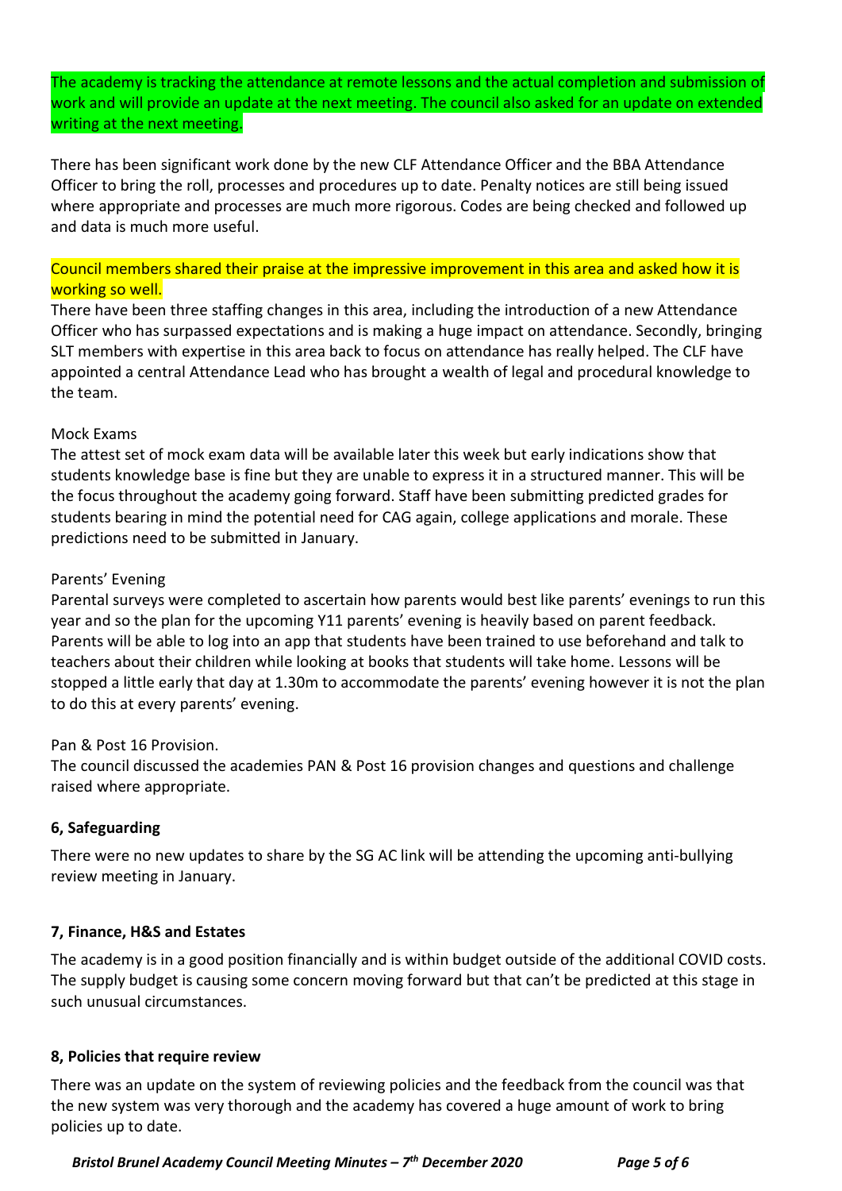The academy is tracking the attendance at remote lessons and the actual completion and submission of work and will provide an update at the next meeting. The council also asked for an update on extended writing at the next meeting.

There has been significant work done by the new CLF Attendance Officer and the BBA Attendance Officer to bring the roll, processes and procedures up to date. Penalty notices are still being issued where appropriate and processes are much more rigorous. Codes are being checked and followed up and data is much more useful.

Council members shared their praise at the impressive improvement in this area and asked how it is working so well.
There have been three staffing changes in this area, including the introduction of a new Attendance Officer who has surpassed expectations and is making a huge impact on attendance. Secondly, bringing SLT members with expertise in this area back to focus on attendance has really helped. The CLF have appointed a central Attendance Lead who has brought a wealth of legal and procedural knowledge to the team.

Mock Exams
The attest set of mock exam data will be available later this week but early indications show that students knowledge base is fine but they are unable to express it in a structured manner. This will be the focus throughout the academy going forward. Staff have been submitting predicted grades for students bearing in mind the potential need for CAG again, college applications and morale. These predictions need to be submitted in January.

Parents' Evening
Parental surveys were completed to ascertain how parents would best like parents' evenings to run this year and so the plan for the upcoming Y11 parents' evening is heavily based on parent feedback. Parents will be able to log into an app that students have been trained to use beforehand and talk to teachers about their children while looking at books that students will take home. Lessons will be stopped a little early that day at 1.30m to accommodate the parents' evening however it is not the plan to do this at every parents' evening.

Pan & Post 16 Provision.
The council discussed the academies PAN & Post 16 provision changes and questions and challenge raised where appropriate.

**6, Safeguarding**

There were no new updates to share by the SG AC link will be attending the upcoming anti-bullying review meeting in January.

**7, Finance, H&S and Estates**

The academy is in a good position financially and is within budget outside of the additional COVID costs. The supply budget is causing some concern moving forward but that can't be predicted at this stage in such unusual circumstances.

**8, Policies that require review**

There was an update on the system of reviewing policies and the feedback from the council was that the new system was very thorough and the academy has covered a huge amount of work to bring policies up to date.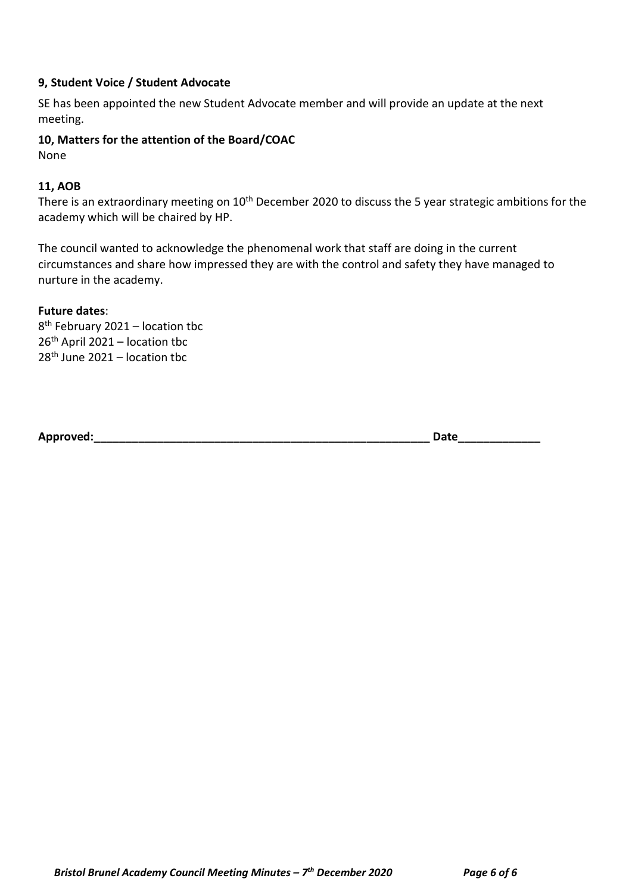**9, Student Voice / Student Advocate**

SE has been appointed the new Student Advocate member and will provide an update at the next meeting.

**10, Matters for the attention of the Board/COAC**

None

**11, AOB**

There is an extraordinary meeting on 10th December 2020 to discuss the 5 year strategic ambitions for the academy which will be chaired by HP.

The council wanted to acknowledge the phenomenal work that staff are doing in the current circumstances and share how impressed they are with the control and safety they have managed to nurture in the academy.

**Future dates**:
8th February 2021 – location tbc
26th April 2021 – location tbc
28th June 2021 – location tbc

**Approved:\_\_\_\_\_\_\_\_\_\_\_\_\_\_\_\_\_\_\_\_\_\_\_\_\_\_\_\_\_\_\_\_\_\_\_\_\_\_\_\_\_\_\_\_\_\_\_\_\_\_\_ Date\_\_\_\_\_\_\_\_\_\_\_\_\_**